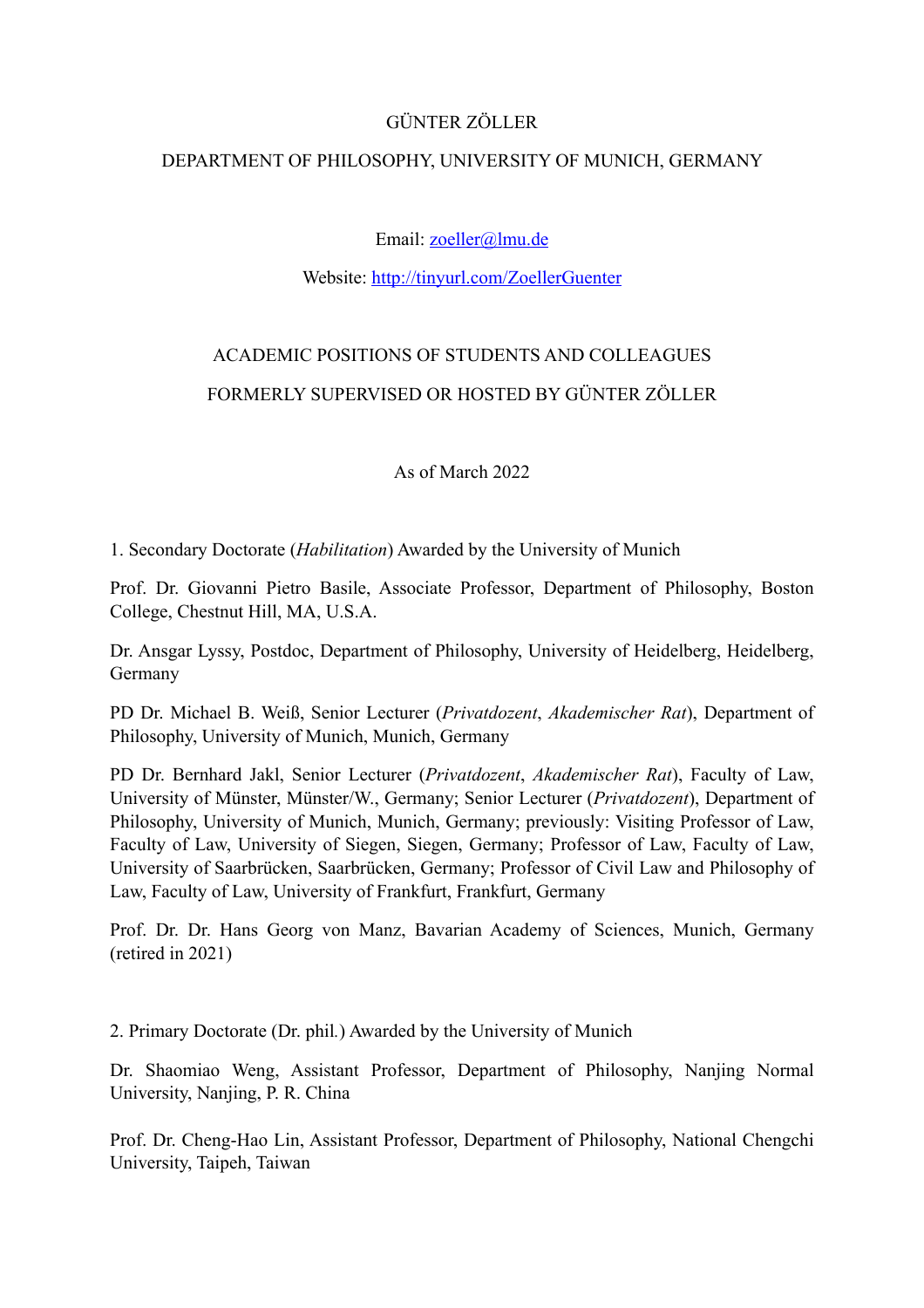GÜNTER ZÖLLER

DEPARTMENT OF PHILOSOPHY, UNIVERSITY OF MUNICH, GERMANY

Email: [zoeller@lmu.de](mailto:zoeller@lmu.de)

Website: [http://tinyurl.com/ZoellerGuenter](http://tinyurl.com/ZoellerGuenter)

ACADEMIC POSITIONS OF STUDENTS AND COLLEAGUES

FORMERLY SUPERVISED OR HOSTED BY GÜNTER ZÖLLER

As of March 2022

1. Secondary Doctorate (*Habilitation*) Awarded by the University of Munich

Prof. Dr. Giovanni Pietro Basile, Associate Professor, Department of Philosophy, Boston College, Chestnut Hill, MA, U.S.A.

Dr. Ansgar Lyssy, Postdoc, Department of Philosophy, University of Heidelberg, Heidelberg, Germany

PD Dr. Michael B. Weiß, Senior Lecturer (*Privatdozent*, *Akademischer Rat*), Department of Philosophy, University of Munich, Munich, Germany

PD Dr. Bernhard Jakl, Senior Lecturer (*Privatdozent*, *Akademischer Rat*), Faculty of Law, University of Münster, Münster/W., Germany; Senior Lecturer (*Privatdozent*), Department of Philosophy, University of Munich, Munich, Germany; previously: Visiting Professor of Law, Faculty of Law, University of Siegen, Siegen, Germany; Professor of Law, Faculty of Law, University of Saarbrücken, Saarbrücken, Germany; Professor of Civil Law and Philosophy of Law, Faculty of Law, University of Frankfurt, Frankfurt, Germany

Prof. Dr. Dr. Hans Georg von Manz, Bavarian Academy of Sciences, Munich, Germany (retired in 2021)

2. Primary Doctorate (Dr. phil.) Awarded by the University of Munich

Dr. Shaomiao Weng, Assistant Professor, Department of Philosophy, Nanjing Normal University, Nanjing, P. R. China

Prof. Dr. Cheng-Hao Lin, Assistant Professor, Department of Philosophy, National Chengchi University, Taipeh, Taiwan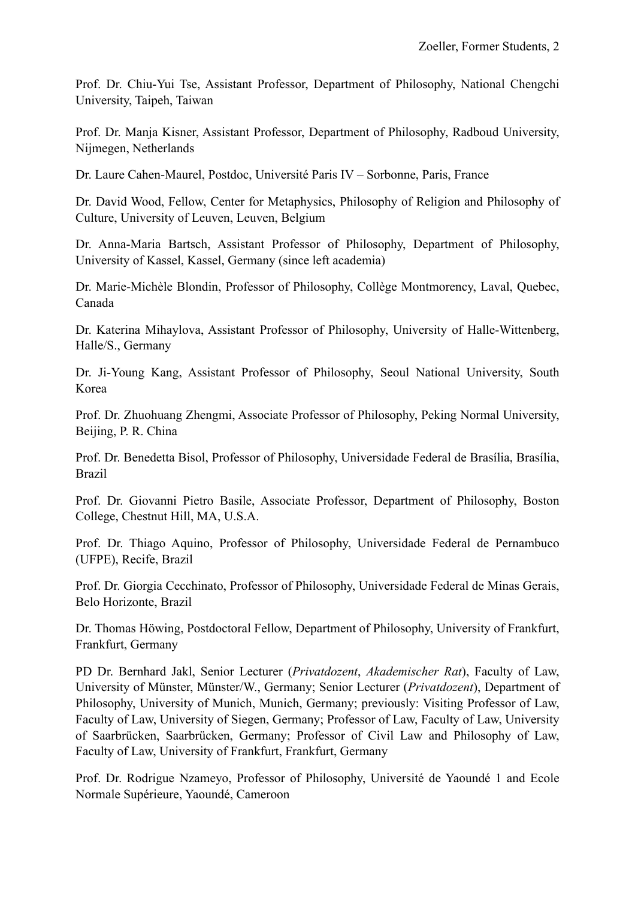Prof. Dr. Chiu-Yui Tse, Assistant Professor, Department of Philosophy, National Chengchi University, Taipeh, Taiwan

Prof. Dr. Manja Kisner, Assistant Professor, Department of Philosophy, Radboud University, Nijmegen, Netherlands

Dr. Laure Cahen-Maurel, Postdoc, Université Paris IV – Sorbonne, Paris, France

Dr. David Wood, Fellow, Center for Metaphysics, Philosophy of Religion and Philosophy of Culture, University of Leuven, Leuven, Belgium

Dr. Anna-Maria Bartsch, Assistant Professor of Philosophy, Department of Philosophy, University of Kassel, Kassel, Germany (since left academia)

Dr. Marie-Michèle Blondin, Professor of Philosophy, Collège Montmorency, Laval, Quebec, Canada

Dr. Katerina Mihaylova, Assistant Professor of Philosophy, University of Halle-Wittenberg, Halle/S., Germany

Dr. Ji-Young Kang, Assistant Professor of Philosophy, Seoul National University, South Korea

Prof. Dr. Zhuohuang Zhengmi, Associate Professor of Philosophy, Peking Normal University, Beijing, P. R. China

Prof. Dr. Benedetta Bisol, Professor of Philosophy, Universidade Federal de Brasília, Brasília, Brazil

Prof. Dr. Giovanni Pietro Basile, Associate Professor, Department of Philosophy, Boston College, Chestnut Hill, MA, U.S.A.

Prof. Dr. Thiago Aquino, Professor of Philosophy, Universidade Federal de Pernambuco (UFPE), Recife, Brazil

Prof. Dr. Giorgia Cecchinato, Professor of Philosophy, Universidade Federal de Minas Gerais, Belo Horizonte, Brazil

Dr. Thomas Höwing, Postdoctoral Fellow, Department of Philosophy, University of Frankfurt, Frankfurt, Germany

PD Dr. Bernhard Jakl, Senior Lecturer (*Privatdozent*, *Akademischer Rat*), Faculty of Law, University of Münster, Münster/W., Germany; Senior Lecturer (*Privatdozent*), Department of Philosophy, University of Munich, Munich, Germany; previously: Visiting Professor of Law, Faculty of Law, University of Siegen, Germany; Professor of Law, Faculty of Law, University of Saarbrücken, Saarbrücken, Germany; Professor of Civil Law and Philosophy of Law, Faculty of Law, University of Frankfurt, Frankfurt, Germany

Prof. Dr. Rodrigue Nzameyo, Professor of Philosophy, Université de Yaoundé 1 and Ecole Normale Supérieure, Yaoundé, Cameroon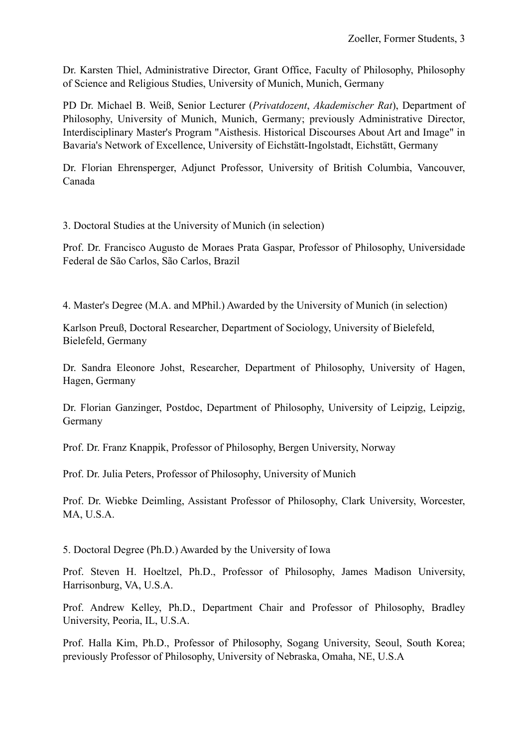Dr. Karsten Thiel, Administrative Director, Grant Office, Faculty of Philosophy, Philosophy of Science and Religious Studies, University of Munich, Munich, Germany

PD Dr. Michael B. Weiß, Senior Lecturer (*Privatdozent*, *Akademischer Rat*), Department of Philosophy, University of Munich, Munich, Germany; previously Administrative Director, Interdisciplinary Master's Program "Aisthesis. Historical Discourses About Art and Image" in Bavaria's Network of Excellence, University of Eichstätt-Ingolstadt, Eichstätt, Germany

Dr. Florian Ehrensperger, Adjunct Professor, University of British Columbia, Vancouver, Canada

3. Doctoral Studies at the University of Munich (in selection)

Prof. Dr. Francisco Augusto de Moraes Prata Gaspar, Professor of Philosophy, Universidade Federal de São Carlos, São Carlos, Brazil

4. Master's Degree (M.A. and MPhil.) Awarded by the University of Munich (in selection)

Karlson Preuß, Doctoral Researcher, Department of Sociology, University of Bielefeld, Bielefeld, Germany

Dr. Sandra Eleonore Johst, Researcher, Department of Philosophy, University of Hagen, Hagen, Germany

Dr. Florian Ganzinger, Postdoc, Department of Philosophy, University of Leipzig, Leipzig, Germany

Prof. Dr. Franz Knappik, Professor of Philosophy, Bergen University, Norway

Prof. Dr. Julia Peters, Professor of Philosophy, University of Munich

Prof. Dr. Wiebke Deimling, Assistant Professor of Philosophy, Clark University, Worcester, MA, U.S.A.

5. Doctoral Degree (Ph.D.) Awarded by the University of Iowa

Prof. Steven H. Hoeltzel, Ph.D., Professor of Philosophy, James Madison University, Harrisonburg, VA, U.S.A.

Prof. Andrew Kelley, Ph.D., Department Chair and Professor of Philosophy, Bradley University, Peoria, IL, U.S.A.

Prof. Halla Kim, Ph.D., Professor of Philosophy, Sogang University, Seoul, South Korea; previously Professor of Philosophy, University of Nebraska, Omaha, NE, U.S.A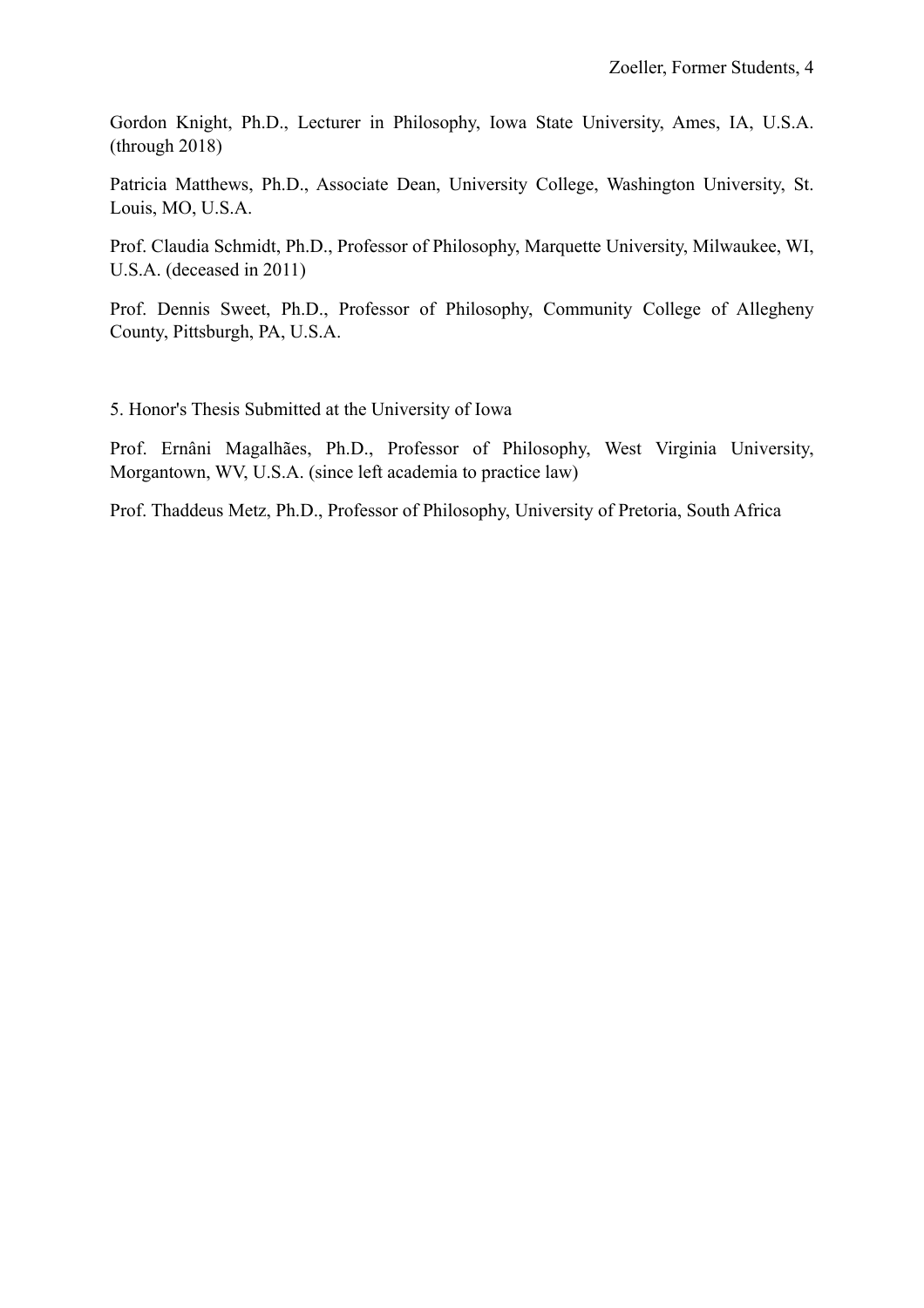Gordon Knight, Ph.D., Lecturer in Philosophy, Iowa State University, Ames, IA, U.S.A. (through 2018)

Patricia Matthews, Ph.D., Associate Dean, University College, Washington University, St. Louis, MO, U.S.A.

Prof. Claudia Schmidt, Ph.D., Professor of Philosophy, Marquette University, Milwaukee, WI, U.S.A. (deceased in 2011)

Prof. Dennis Sweet, Ph.D., Professor of Philosophy, Community College of Allegheny County, Pittsburgh, PA, U.S.A.

## 5. Honor's Thesis Submitted at the University of Iowa

Prof. Ernâni Magalhães, Ph.D., Professor of Philosophy, West Virginia University, Morgantown, WV, U.S.A. (since left academia to practice law)

Prof. Thaddeus Metz, Ph.D., Professor of Philosophy, University of Pretoria, South Africa